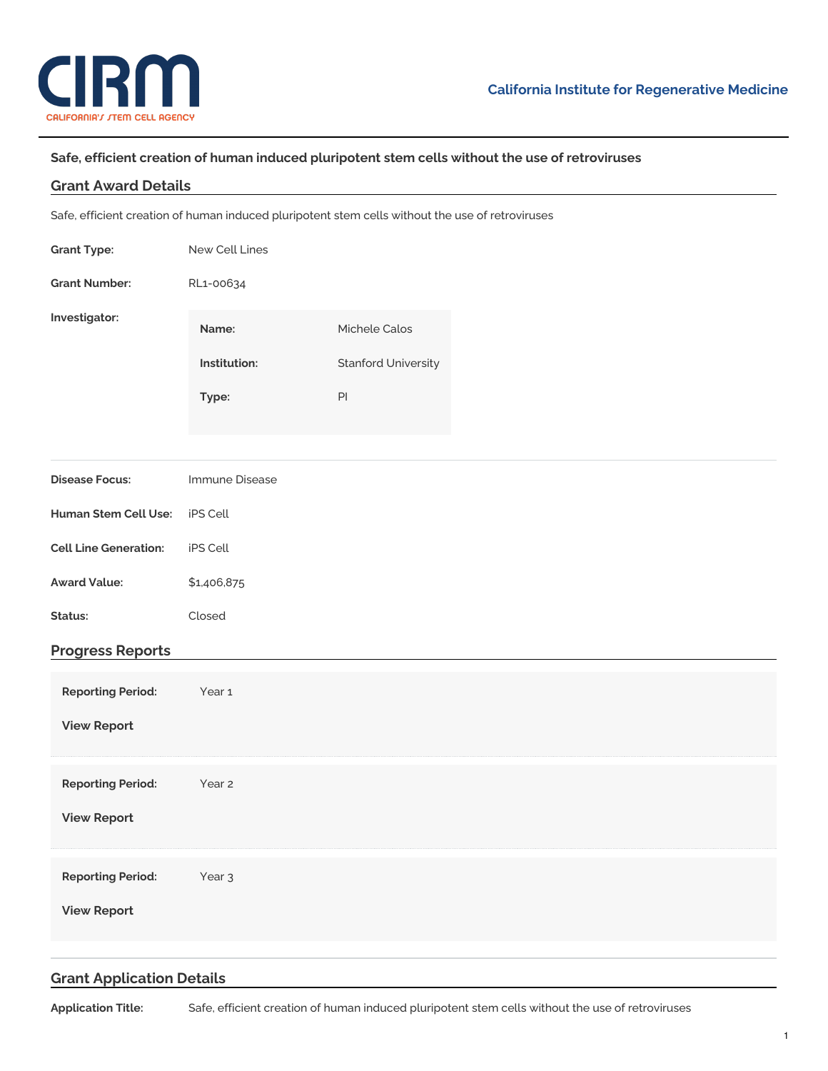**California Institute for Regenerative Medicine**

# Safe, efficient creation of human induced pluripotent stem cells without the use of retroviruses

## Grant Award Details

Safe, efficient creation of human induced pluripotent stem cells without the use of retroviruses

**Grant Type:** New Cell Lines

**Grant Number:** RL1-00634

**Investigator:**

| | |
|---|---|
| **Name:** | Michele Calos |
| **Institution:** | Stanford University |
| **Type:** | PI |

**Disease Focus:** Immune Disease

**Human Stem Cell Use:** iPS Cell

**Cell Line Generation:** iPS Cell

**Award Value:** $1,406,875

**Status:** Closed

## Progress Reports

**Reporting Period:** Year 1

**View Report**

**Reporting Period:** Year 2

**View Report**

**Reporting Period:** Year 3

**View Report**

## Grant Application Details

**Application Title:** Safe, efficient creation of human induced pluripotent stem cells without the use of retroviruses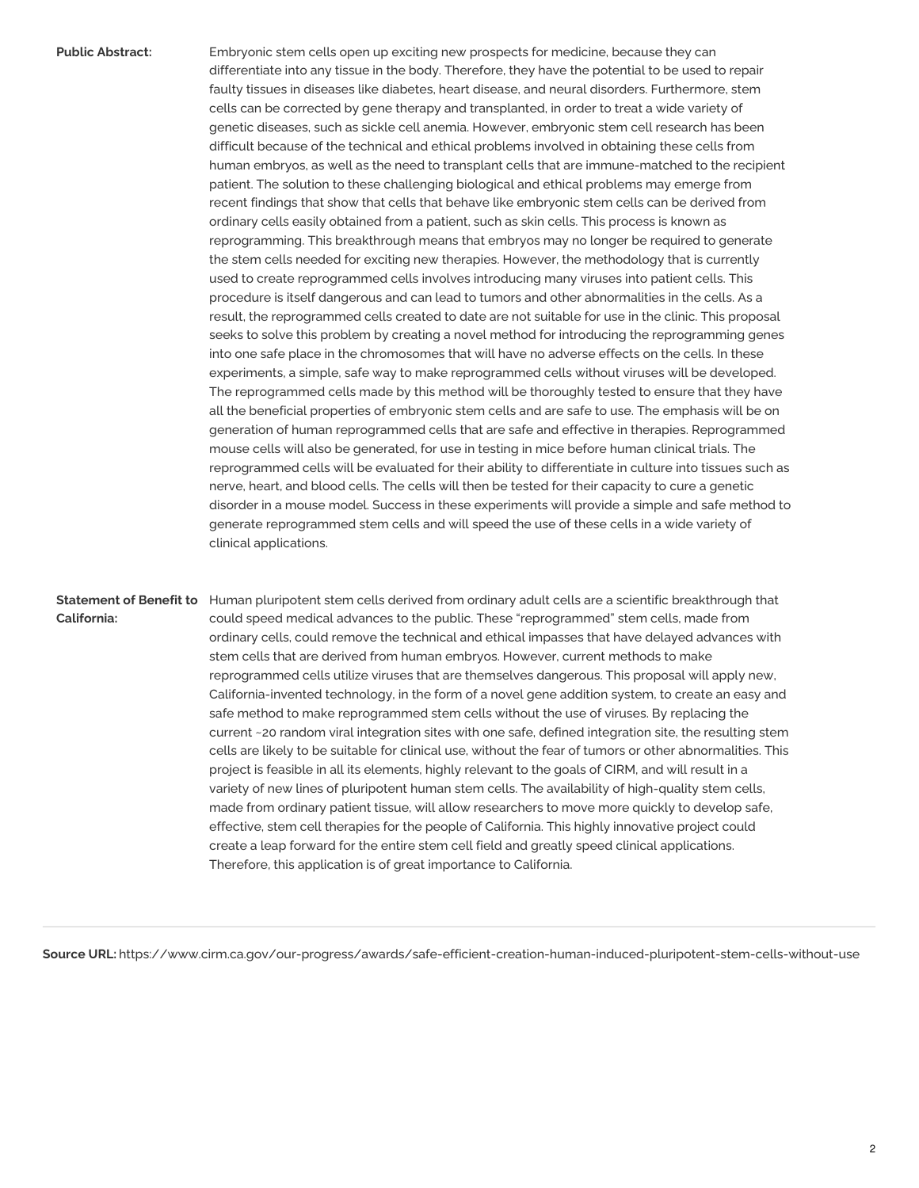**Public Abstract:**

Embryonic stem cells open up exciting new prospects for medicine, because they can differentiate into any tissue in the body. Therefore, they have the potential to be used to repair faulty tissues in diseases like diabetes, heart disease, and neural disorders. Furthermore, stem cells can be corrected by gene therapy and transplanted, in order to treat a wide variety of genetic diseases, such as sickle cell anemia. However, embryonic stem cell research has been difficult because of the technical and ethical problems involved in obtaining these cells from human embryos, as well as the need to transplant cells that are immune-matched to the recipient patient. The solution to these challenging biological and ethical problems may emerge from recent findings that show that cells that behave like embryonic stem cells can be derived from ordinary cells easily obtained from a patient, such as skin cells. This process is known as reprogramming. This breakthrough means that embryos may no longer be required to generate the stem cells needed for exciting new therapies. However, the methodology that is currently used to create reprogrammed cells involves introducing many viruses into patient cells. This procedure is itself dangerous and can lead to tumors and other abnormalities in the cells. As a result, the reprogrammed cells created to date are not suitable for use in the clinic. This proposal seeks to solve this problem by creating a novel method for introducing the reprogramming genes into one safe place in the chromosomes that will have no adverse effects on the cells. In these experiments, a simple, safe way to make reprogrammed cells without viruses will be developed. The reprogrammed cells made by this method will be thoroughly tested to ensure that they have all the beneficial properties of embryonic stem cells and are safe to use. The emphasis will be on generation of human reprogrammed cells that are safe and effective in therapies. Reprogrammed mouse cells will also be generated, for use in testing in mice before human clinical trials. The reprogrammed cells will be evaluated for their ability to differentiate in culture into tissues such as nerve, heart, and blood cells. The cells will then be tested for their capacity to cure a genetic disorder in a mouse model. Success in these experiments will provide a simple and safe method to generate reprogrammed stem cells and will speed the use of these cells in a wide variety of clinical applications.

**Statement of Benefit to California:**

Human pluripotent stem cells derived from ordinary adult cells are a scientific breakthrough that could speed medical advances to the public. These "reprogrammed" stem cells, made from ordinary cells, could remove the technical and ethical impasses that have delayed advances with stem cells that are derived from human embryos. However, current methods to make reprogrammed cells utilize viruses that are themselves dangerous. This proposal will apply new, California-invented technology, in the form of a novel gene addition system, to create an easy and safe method to make reprogrammed stem cells without the use of viruses. By replacing the current ~20 random viral integration sites with one safe, defined integration site, the resulting stem cells are likely to be suitable for clinical use, without the fear of tumors or other abnormalities. This project is feasible in all its elements, highly relevant to the goals of CIRM, and will result in a variety of new lines of pluripotent human stem cells. The availability of high-quality stem cells, made from ordinary patient tissue, will allow researchers to move more quickly to develop safe, effective, stem cell therapies for the people of California. This highly innovative project could create a leap forward for the entire stem cell field and greatly speed clinical applications. Therefore, this application is of great importance to California.

---

**Source URL:** https://www.cirm.ca.gov/our-progress/awards/safe-efficient-creation-human-induced-pluripotent-stem-cells-without-use